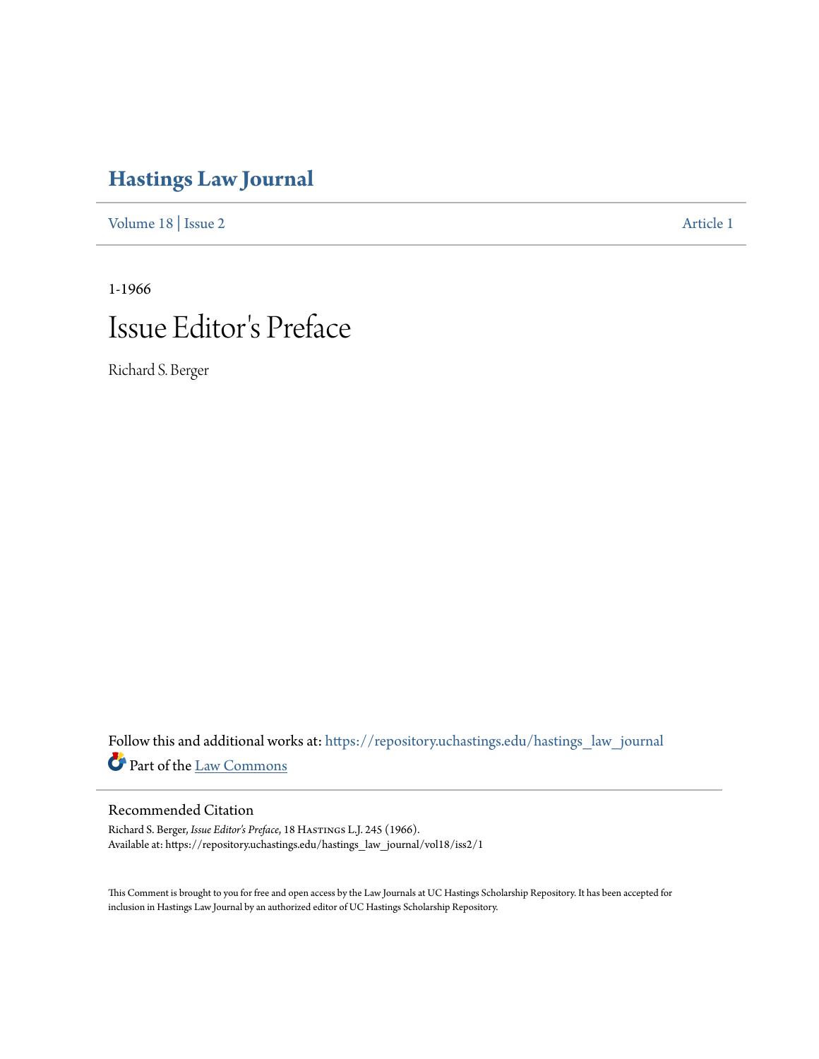# Hastings Law Journal

Volume 18 | Issue 2 Article 1

1-1966

# Issue Editor's Preface

Richard S. Berger

Follow this and additional works at: https://repository.uchastings.edu/hastings_law_journal

Part of the Law Commons

## Recommended Citation

Richard S. Berger, *Issue Editor's Preface*, 18 Hastings L.J. 245 (1966).
Available at: https://repository.uchastings.edu/hastings_law_journal/vol18/iss2/1

This Comment is brought to you for free and open access by the Law Journals at UC Hastings Scholarship Repository. It has been accepted for inclusion in Hastings Law Journal by an authorized editor of UC Hastings Scholarship Repository.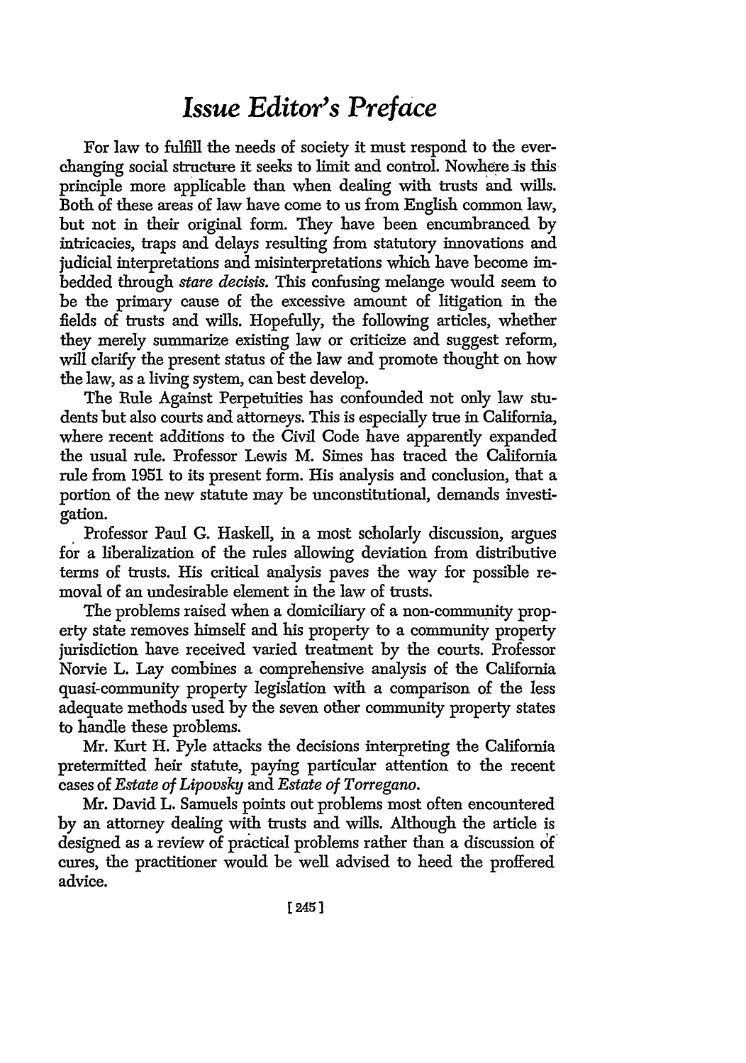# *Issue Editor's Preface*

For law to fulfill the needs of society it must respond to the ever-changing social structure it seeks to limit and control. Nowhere is this principle more applicable than when dealing with trusts and wills. Both of these areas of law have come to us from English common law, but not in their original form. They have been encumbranced by intricacies, traps and delays resulting from statutory innovations and judicial interpretations and misinterpretations which have become imbedded through *stare decisis*. This confusing melange would seem to be the primary cause of the excessive amount of litigation in the fields of trusts and wills. Hopefully, the following articles, whether they merely summarize existing law or criticize and suggest reform, will clarify the present status of the law and promote thought on how the law, as a living system, can best develop.

The Rule Against Perpetuities has confounded not only law students but also courts and attorneys. This is especially true in California, where recent additions to the Civil Code have apparently expanded the usual rule. Professor Lewis M. Simes has traced the California rule from 1951 to its present form. His analysis and conclusion, that a portion of the new statute may be unconstitutional, demands investigation.

Professor Paul G. Haskell, in a most scholarly discussion, argues for a liberalization of the rules allowing deviation from distributive terms of trusts. His critical analysis paves the way for possible removal of an undesirable element in the law of trusts.

The problems raised when a domiciliary of a non-community property state removes himself and his property to a community property jurisdiction have received varied treatment by the courts. Professor Norvie L. Lay combines a comprehensive analysis of the California quasi-community property legislation with a comparison of the less adequate methods used by the seven other community property states to handle these problems.

Mr. Kurt H. Pyle attacks the decisions interpreting the California pretermitted heir statute, paying particular attention to the recent cases of *Estate of Lipovsky* and *Estate of Torregano*.

Mr. David L. Samuels points out problems most often encountered by an attorney dealing with trusts and wills. Although the article is designed as a review of practical problems rather than a discussion of cures, the practitioner would be well advised to heed the proffered advice.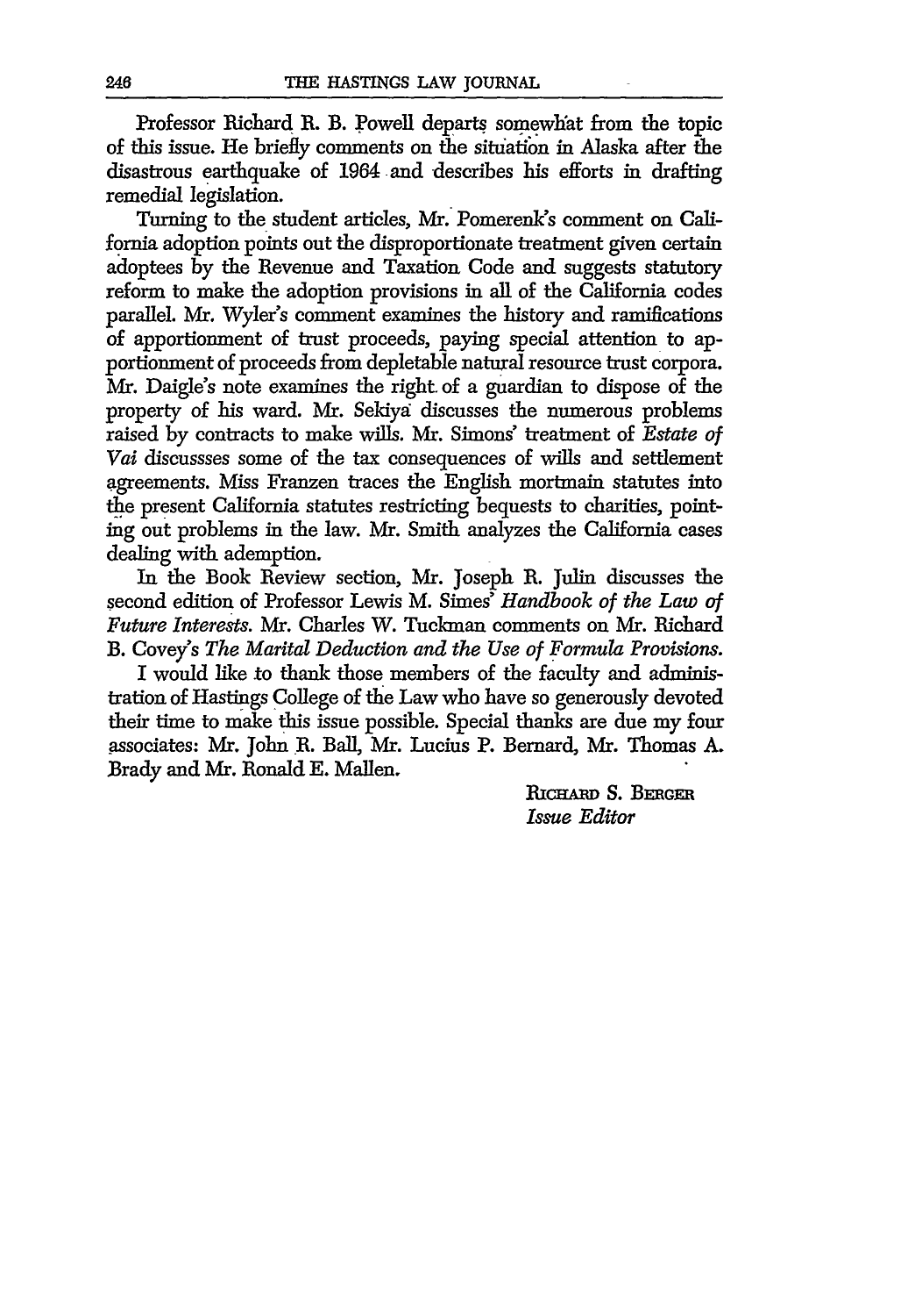Professor Richard R. B. Powell departs somewhat from the topic of this issue. He briefly comments on the situation in Alaska after the disastrous earthquake of 1964 and describes his efforts in drafting remedial legislation.

Turning to the student articles, Mr. Pomerenk's comment on California adoption points out the disproportionate treatment given certain adoptees by the Revenue and Taxation Code and suggests statutory reform to make the adoption provisions in all of the California codes parallel. Mr. Wyler's comment examines the history and ramifications of apportionment of trust proceeds, paying special attention to apportionment of proceeds from depletable natural resource trust corpora. Mr. Daigle's note examines the right of a guardian to dispose of the property of his ward. Mr. Sekiya discusses the numerous problems raised by contracts to make wills. Mr. Simons' treatment of *Estate of Vai* discussses some of the tax consequences of wills and settlement agreements. Miss Franzen traces the English mortmain statutes into the present California statutes restricting bequests to charities, pointing out problems in the law. Mr. Smith analyzes the California cases dealing with ademption.

In the Book Review section, Mr. Joseph R. Julin discusses the second edition of Professor Lewis M. Simes' *Handbook of the Law of Future Interests.* Mr. Charles W. Tuckman comments on Mr. Richard B. Covey's *The Marital Deduction and the Use of Formula Provisions.*

I would like to thank those members of the faculty and administration of Hastings College of the Law who have so generously devoted their time to make this issue possible. Special thanks are due my four associates: Mr. John R. Ball, Mr. Lucius P. Bernard, Mr. Thomas A. Brady and Mr. Ronald E. Mallen.

RICHARD S. BERGER
*Issue Editor*